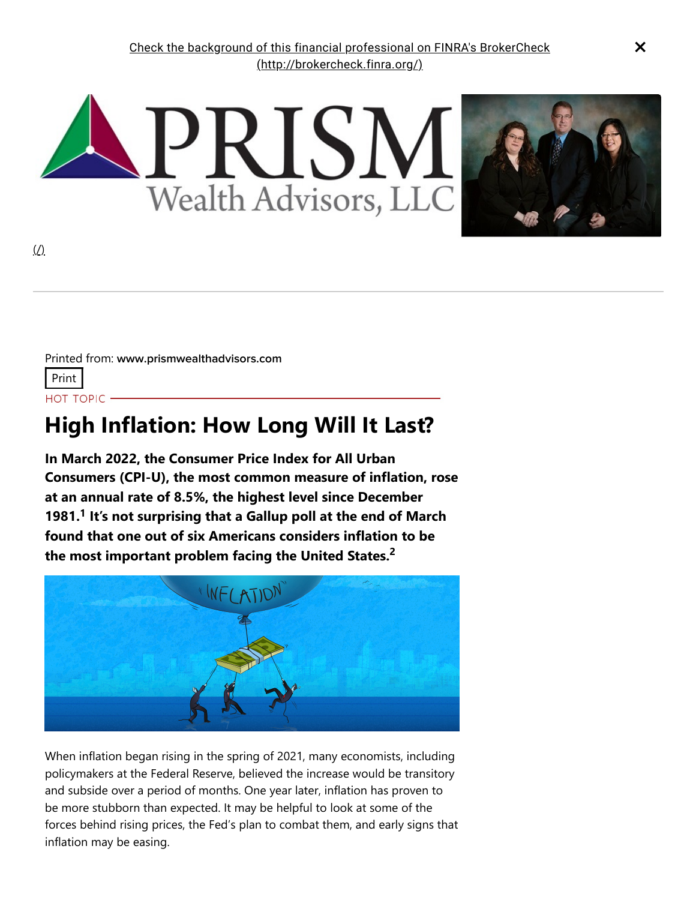Check the background of this financial professional on FINRA's BrokerCheck (http://brokercheck.finra.org/)

(/)

Printed from: **www.prismwealthadvisors.com**

Print

HOT TOPIC

# High Inflation: How Long Will It Last?

**In March 2022, the Consumer Price Index for All Urban Consumers (CPI-U), the most common measure of inflation, rose at an annual rate of 8.5%, the highest level since December 1981.[1] It's not surprising that a Gallup poll at the end of March found that one out of six Americans considers inflation to be the most important problem facing the United States.[2]**

When inflation began rising in the spring of 2021, many economists, including policymakers at the Federal Reserve, believed the increase would be transitory and subside over a period of months. One year later, inflation has proven to be more stubborn than expected. It may be helpful to look at some of the forces behind rising prices, the Fed's plan to combat them, and early signs that inflation may be easing.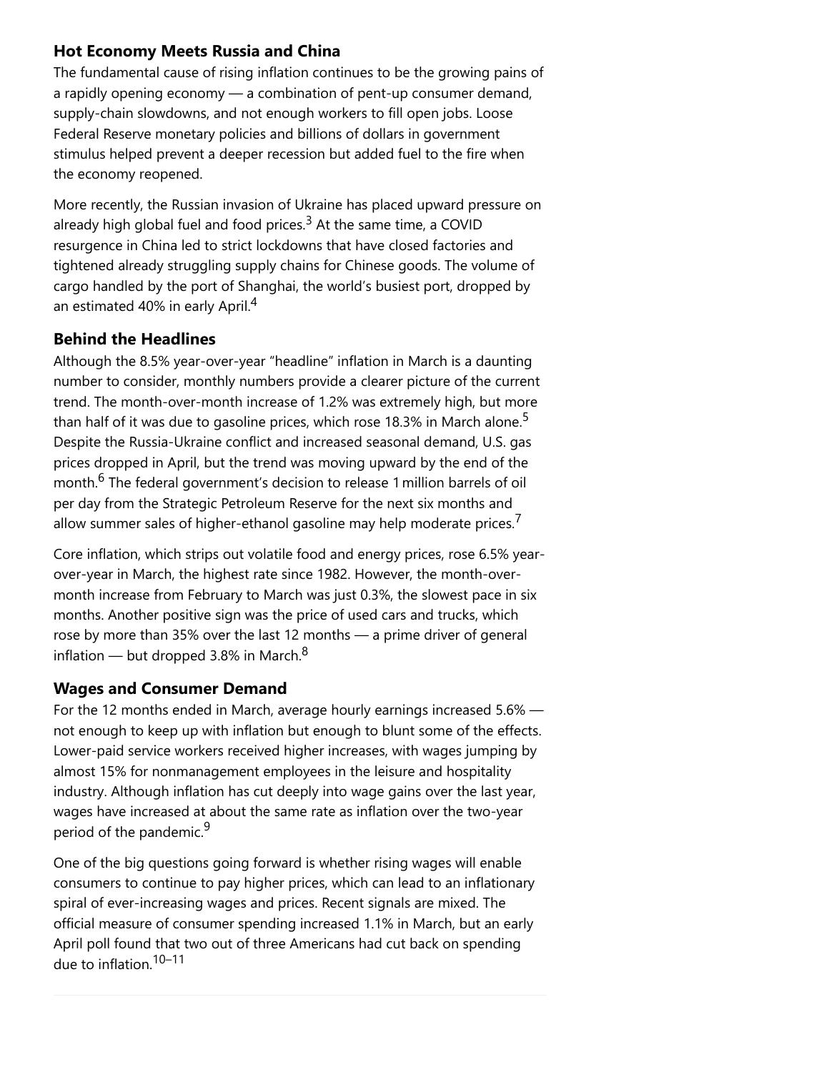### Hot Economy Meets Russia and China

The fundamental cause of rising inflation continues to be the growing pains of a rapidly opening economy — a combination of pent-up consumer demand, supply-chain slowdowns, and not enough workers to fill open jobs. Loose Federal Reserve monetary policies and billions of dollars in government stimulus helped prevent a deeper recession but added fuel to the fire when the economy reopened.

More recently, the Russian invasion of Ukraine has placed upward pressure on already high global fuel and food prices.[3] At the same time, a COVID resurgence in China led to strict lockdowns that have closed factories and tightened already struggling supply chains for Chinese goods. The volume of cargo handled by the port of Shanghai, the world's busiest port, dropped by an estimated 40% in early April.[4]

### Behind the Headlines

Although the 8.5% year-over-year "headline" inflation in March is a daunting number to consider, monthly numbers provide a clearer picture of the current trend. The month-over-month increase of 1.2% was extremely high, but more than half of it was due to gasoline prices, which rose 18.3% in March alone.[5] Despite the Russia-Ukraine conflict and increased seasonal demand, U.S. gas prices dropped in April, but the trend was moving upward by the end of the month.[6] The federal government's decision to release 1 million barrels of oil per day from the Strategic Petroleum Reserve for the next six months and allow summer sales of higher-ethanol gasoline may help moderate prices.[7]

Core inflation, which strips out volatile food and energy prices, rose 6.5% year-over-year in March, the highest rate since 1982. However, the month-over-month increase from February to March was just 0.3%, the slowest pace in six months. Another positive sign was the price of used cars and trucks, which rose by more than 35% over the last 12 months — a prime driver of general inflation — but dropped 3.8% in March.[8]

### Wages and Consumer Demand

For the 12 months ended in March, average hourly earnings increased 5.6% — not enough to keep up with inflation but enough to blunt some of the effects. Lower-paid service workers received higher increases, with wages jumping by almost 15% for nonmanagement employees in the leisure and hospitality industry. Although inflation has cut deeply into wage gains over the last year, wages have increased at about the same rate as inflation over the two-year period of the pandemic.[9]

One of the big questions going forward is whether rising wages will enable consumers to continue to pay higher prices, which can lead to an inflationary spiral of ever-increasing wages and prices. Recent signals are mixed. The official measure of consumer spending increased 1.1% in March, but an early April poll found that two out of three Americans had cut back on spending due to inflation.[10–11]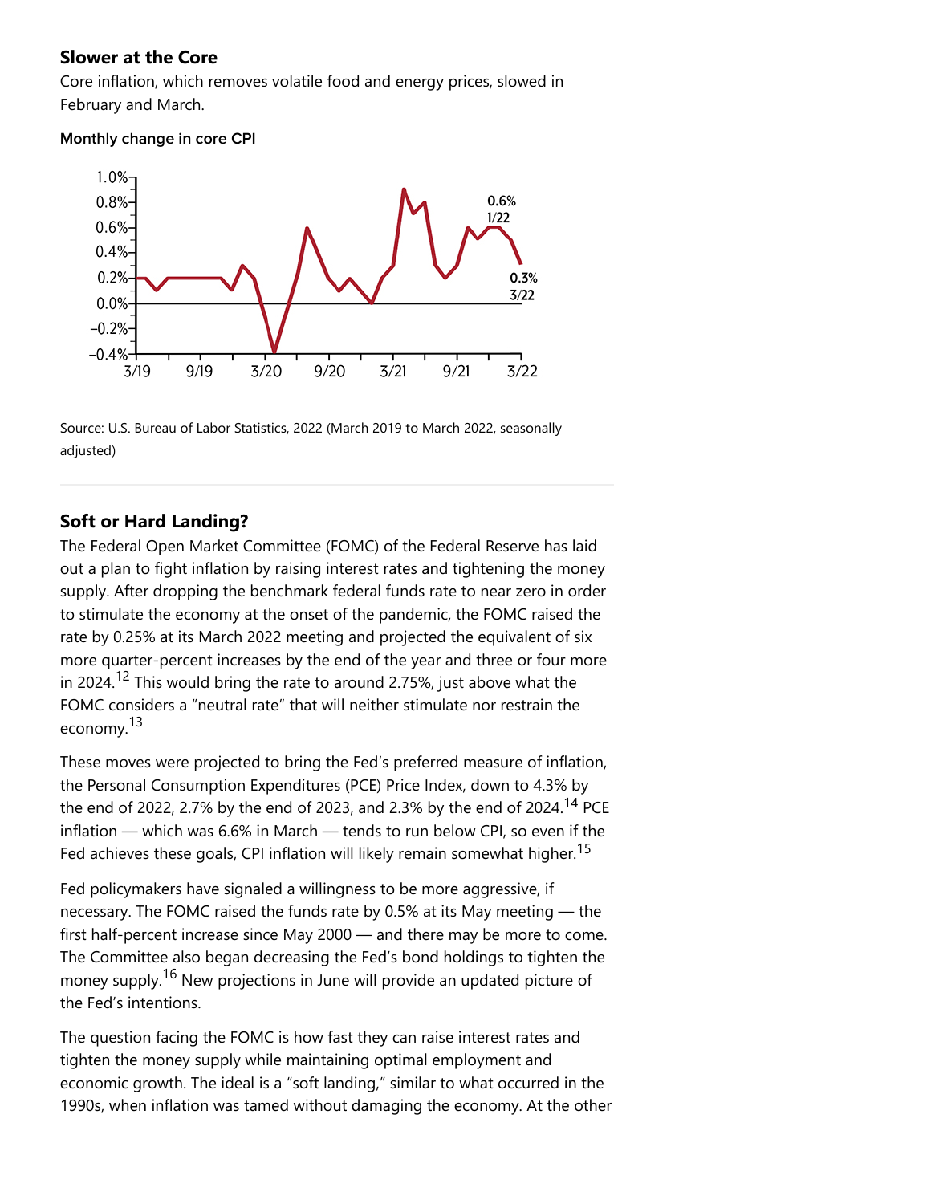## Slower at the Core

Core inflation, which removes volatile food and energy prices, slowed in February and March.

**Monthly change in core CPI**

Source: U.S. Bureau of Labor Statistics, 2022 (March 2019 to March 2022, seasonally adjusted)

---

## Soft or Hard Landing?

The Federal Open Market Committee (FOMC) of the Federal Reserve has laid out a plan to fight inflation by raising interest rates and tightening the money supply. After dropping the benchmark federal funds rate to near zero in order to stimulate the economy at the onset of the pandemic, the FOMC raised the rate by 0.25% at its March 2022 meeting and projected the equivalent of six more quarter-percent increases by the end of the year and three or four more in 2024.[12] This would bring the rate to around 2.75%, just above what the FOMC considers a "neutral rate" that will neither stimulate nor restrain the economy.[13]

These moves were projected to bring the Fed's preferred measure of inflation, the Personal Consumption Expenditures (PCE) Price Index, down to 4.3% by the end of 2022, 2.7% by the end of 2023, and 2.3% by the end of 2024.[14] PCE inflation — which was 6.6% in March — tends to run below CPI, so even if the Fed achieves these goals, CPI inflation will likely remain somewhat higher.[15]

Fed policymakers have signaled a willingness to be more aggressive, if necessary. The FOMC raised the funds rate by 0.5% at its May meeting — the first half-percent increase since May 2000 — and there may be more to come. The Committee also began decreasing the Fed's bond holdings to tighten the money supply.[16] New projections in June will provide an updated picture of the Fed's intentions.

The question facing the FOMC is how fast they can raise interest rates and tighten the money supply while maintaining optimal employment and economic growth. The ideal is a "soft landing," similar to what occurred in the 1990s, when inflation was tamed without damaging the economy. At the other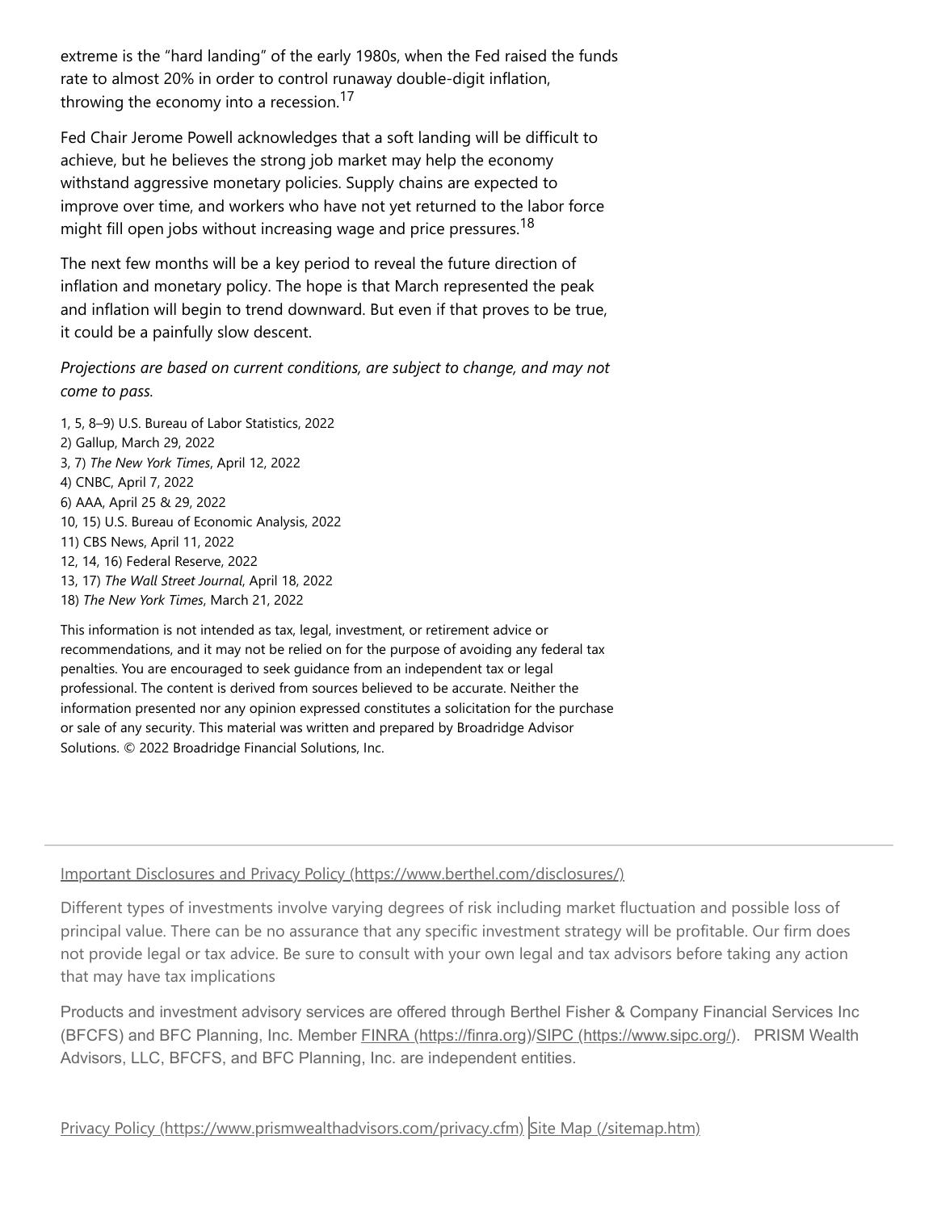extreme is the "hard landing" of the early 1980s, when the Fed raised the funds rate to almost 20% in order to control runaway double-digit inflation, throwing the economy into a recession.[17]

Fed Chair Jerome Powell acknowledges that a soft landing will be difficult to achieve, but he believes the strong job market may help the economy withstand aggressive monetary policies. Supply chains are expected to improve over time, and workers who have not yet returned to the labor force might fill open jobs without increasing wage and price pressures.[18]

The next few months will be a key period to reveal the future direction of inflation and monetary policy. The hope is that March represented the peak and inflation will begin to trend downward. But even if that proves to be true, it could be a painfully slow descent.

*Projections are based on current conditions, are subject to change, and may not come to pass.*

1, 5, 8–9) U.S. Bureau of Labor Statistics, 2022
2) Gallup, March 29, 2022
3, 7) *The New York Times*, April 12, 2022
4) CNBC, April 7, 2022
6) AAA, April 25 & 29, 2022
10, 15) U.S. Bureau of Economic Analysis, 2022
11) CBS News, April 11, 2022
12, 14, 16) Federal Reserve, 2022
13, 17) *The Wall Street Journal*, April 18, 2022
18) *The New York Times*, March 21, 2022

This information is not intended as tax, legal, investment, or retirement advice or recommendations, and it may not be relied on for the purpose of avoiding any federal tax penalties. You are encouraged to seek guidance from an independent tax or legal professional. The content is derived from sources believed to be accurate. Neither the information presented nor any opinion expressed constitutes a solicitation for the purchase or sale of any security. This material was written and prepared by Broadridge Advisor Solutions. © 2022 Broadridge Financial Solutions, Inc.

---

Important Disclosures and Privacy Policy (https://www.berthel.com/disclosures/)

Different types of investments involve varying degrees of risk including market fluctuation and possible loss of principal value. There can be no assurance that any specific investment strategy will be profitable. Our firm does not provide legal or tax advice. Be sure to consult with your own legal and tax advisors before taking any action that may have tax implications

Products and investment advisory services are offered through Berthel Fisher & Company Financial Services Inc (BFCFS) and BFC Planning, Inc. Member FINRA (https://finra.org)/SIPC (https://www.sipc.org/). PRISM Wealth Advisors, LLC, BFCFS, and BFC Planning, Inc. are independent entities.

Privacy Policy (https://www.prismwealthadvisors.com/privacy.cfm) | Site Map (/sitemap.htm)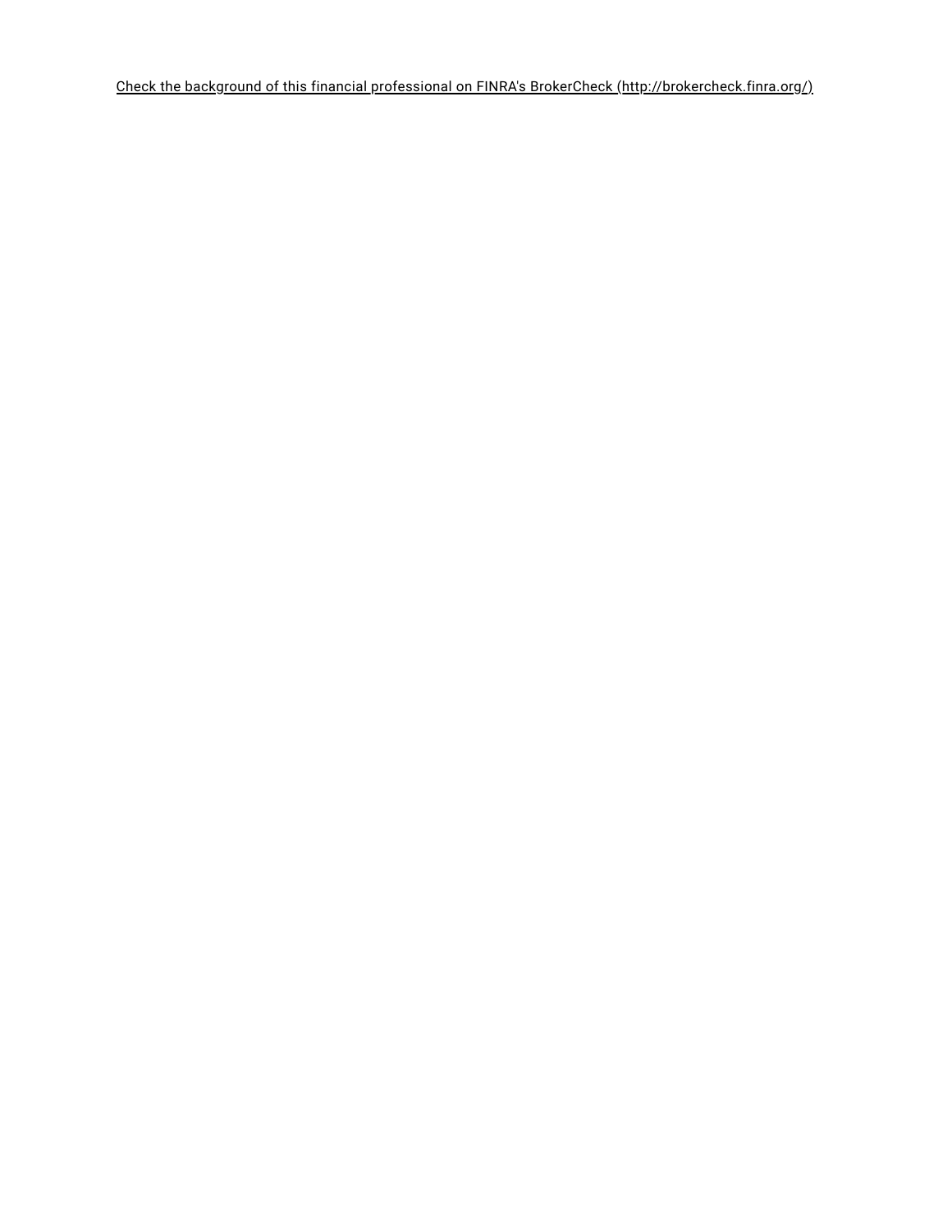Check the background of this financial professional on FINRA's BrokerCheck (http://brokercheck.finra.org/)